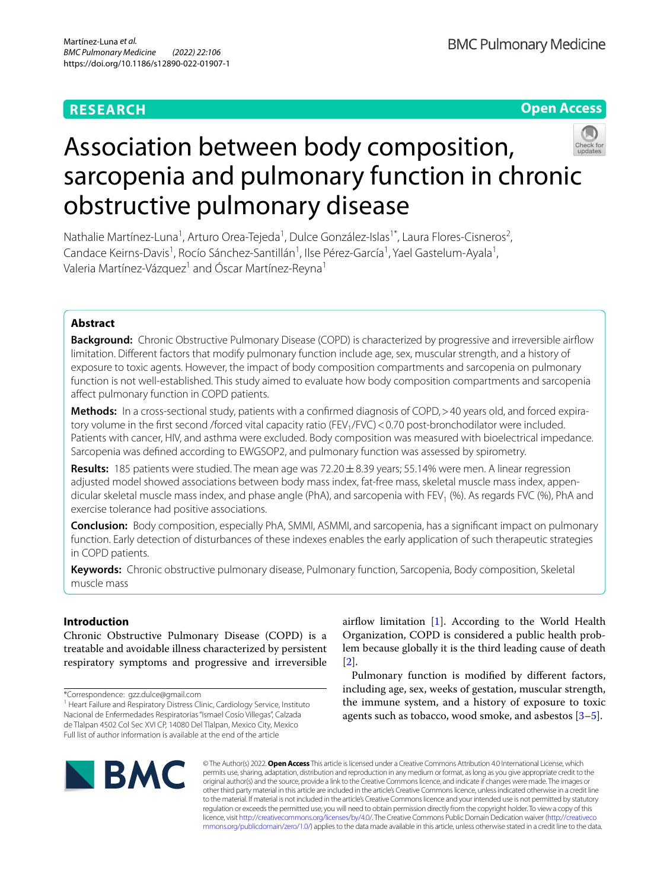RESEARCH

Open Access

# Association between body composition, sarcopenia and pulmonary function in chronic obstructive pulmonary disease

Nathalie Martínez-Luna[1], Arturo Orea-Tejeda[1], Dulce González-Islas[1*], Laura Flores-Cisneros[2], Candace Keirns-Davis[1], Rocío Sánchez-Santillán[1], Ilse Pérez-García[1], Yael Gastelum-Ayala[1], Valeria Martínez-Vázquez[1] and Óscar Martínez-Reyna[1]

## Abstract

**Background:** Chronic Obstructive Pulmonary Disease (COPD) is characterized by progressive and irreversible airflow limitation. Different factors that modify pulmonary function include age, sex, muscular strength, and a history of exposure to toxic agents. However, the impact of body composition compartments and sarcopenia on pulmonary function is not well-established. This study aimed to evaluate how body composition compartments and sarcopenia affect pulmonary function in COPD patients.

**Methods:** In a cross-sectional study, patients with a confirmed diagnosis of COPD, > 40 years old, and forced expiratory volume in the first second /forced vital capacity ratio ($FEV_1$/FVC) < 0.70 post-bronchodilator were included. Patients with cancer, HIV, and asthma were excluded. Body composition was measured with bioelectrical impedance. Sarcopenia was defined according to EWGSOP2, and pulmonary function was assessed by spirometry.

**Results:** 185 patients were studied. The mean age was 72.20 ± 8.39 years; 55.14% were men. A linear regression adjusted model showed associations between body mass index, fat-free mass, skeletal muscle mass index, appendicular skeletal muscle mass index, and phase angle (PhA), and sarcopenia with $FEV_1$ (%). As regards FVC (%), PhA and exercise tolerance had positive associations.

**Conclusion:** Body composition, especially PhA, SMMI, ASMMI, and sarcopenia, has a significant impact on pulmonary function. Early detection of disturbances of these indexes enables the early application of such therapeutic strategies in COPD patients.

**Keywords:** Chronic obstructive pulmonary disease, Pulmonary function, Sarcopenia, Body composition, Skeletal muscle mass

## Introduction

Chronic Obstructive Pulmonary Disease (COPD) is a treatable and avoidable illness characterized by persistent respiratory symptoms and progressive and irreversible airflow limitation [1]. According to the World Health Organization, COPD is considered a public health problem because globally it is the third leading cause of death [2].

Pulmonary function is modified by different factors, including age, sex, weeks of gestation, muscular strength, the immune system, and a history of exposure to toxic agents such as tobacco, wood smoke, and asbestos [3–5].

*Correspondence: gzz.dulce@gmail.com

[1] Heart Failure and Respiratory Distress Clinic, Cardiology Service, Instituto Nacional de Enfermedades Respiratorias "Ismael Cosío Villegas", Calzada de Tlalpan 4502 Col Sec XVI CP, 14080 Del Tlalpan, Mexico City, Mexico

Full list of author information is available at the end of the article

© The Author(s) 2022. **Open Access** This article is licensed under a Creative Commons Attribution 4.0 International License, which permits use, sharing, adaptation, distribution and reproduction in any medium or format, as long as you give appropriate credit to the original author(s) and the source, provide a link to the Creative Commons licence, and indicate if changes were made. The images or other third party material in this article are included in the article's Creative Commons licence, unless indicated otherwise in a credit line to the material. If material is not included in the article's Creative Commons licence and your intended use is not permitted by statutory regulation or exceeds the permitted use, you will need to obtain permission directly from the copyright holder. To view a copy of this licence, visit http://creativecommons.org/licenses/by/4.0/. The Creative Commons Public Domain Dedication waiver (http://creativecommons.org/publicdomain/zero/1.0/) applies to the data made available in this article, unless otherwise stated in a credit line to the data.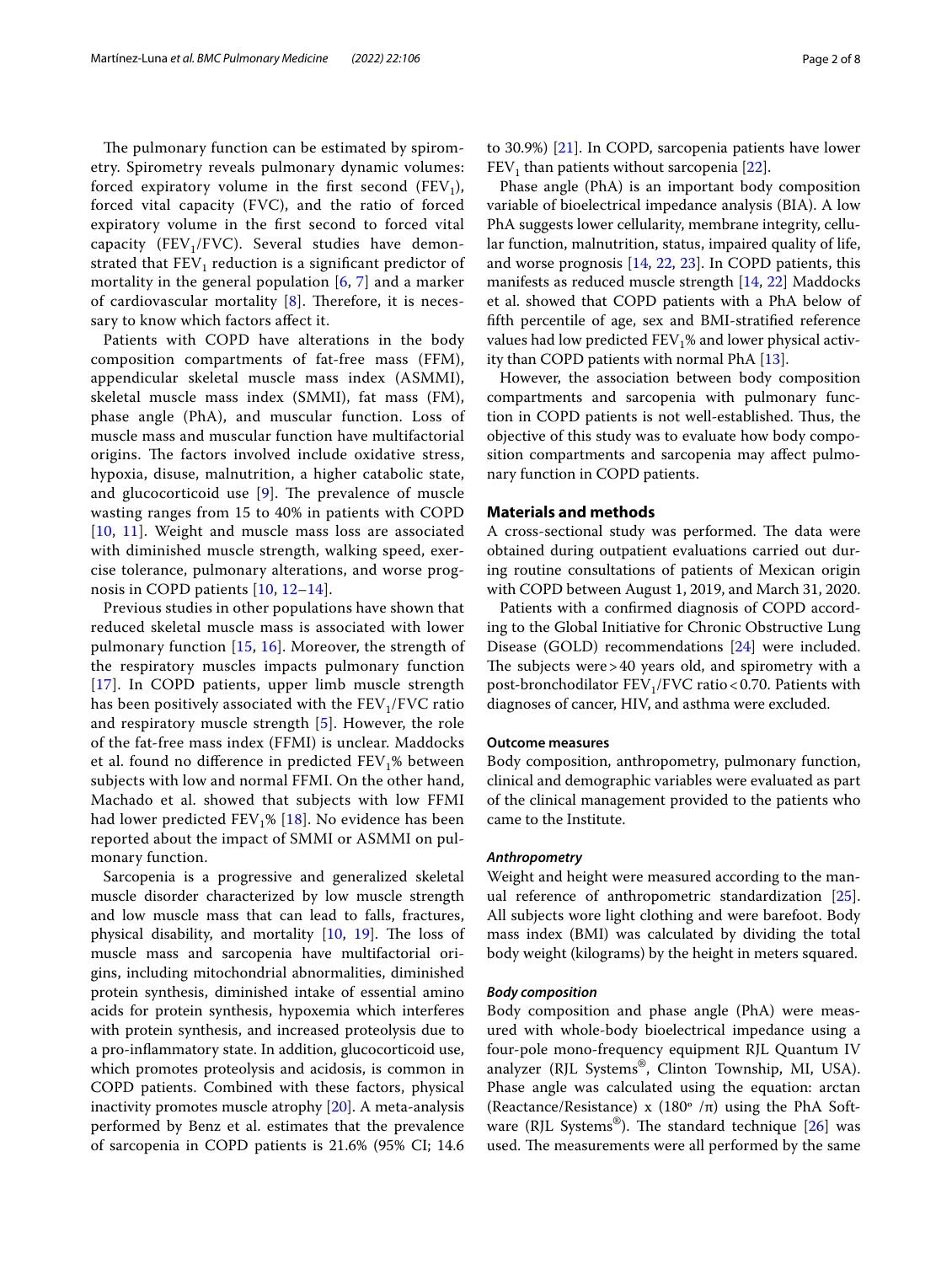The pulmonary function can be estimated by spirometry. Spirometry reveals pulmonary dynamic volumes: forced expiratory volume in the first second ($FEV_1$), forced vital capacity (FVC), and the ratio of forced expiratory volume in the first second to forced vital capacity ($FEV_1$/FVC). Several studies have demonstrated that $FEV_1$ reduction is a significant predictor of mortality in the general population [6, 7] and a marker of cardiovascular mortality [8]. Therefore, it is necessary to know which factors affect it.

Patients with COPD have alterations in the body composition compartments of fat-free mass (FFM), appendicular skeletal muscle mass index (ASMMI), skeletal muscle mass index (SMMI), fat mass (FM), phase angle (PhA), and muscular function. Loss of muscle mass and muscular function have multifactorial origins. The factors involved include oxidative stress, hypoxia, disuse, malnutrition, a higher catabolic state, and glucocorticoid use [9]. The prevalence of muscle wasting ranges from 15 to 40% in patients with COPD [10, 11]. Weight and muscle mass loss are associated with diminished muscle strength, walking speed, exercise tolerance, pulmonary alterations, and worse prognosis in COPD patients [10, 12–14].

Previous studies in other populations have shown that reduced skeletal muscle mass is associated with lower pulmonary function [15, 16]. Moreover, the strength of the respiratory muscles impacts pulmonary function [17]. In COPD patients, upper limb muscle strength has been positively associated with the $FEV_1$/FVC ratio and respiratory muscle strength [5]. However, the role of the fat-free mass index (FFMI) is unclear. Maddocks et al. found no difference in predicted $FEV_1$% between subjects with low and normal FFMI. On the other hand, Machado et al. showed that subjects with low FFMI had lower predicted $FEV_1$% [18]. No evidence has been reported about the impact of SMMI or ASMMI on pulmonary function.

Sarcopenia is a progressive and generalized skeletal muscle disorder characterized by low muscle strength and low muscle mass that can lead to falls, fractures, physical disability, and mortality [10, 19]. The loss of muscle mass and sarcopenia have multifactorial origins, including mitochondrial abnormalities, diminished protein synthesis, diminished intake of essential amino acids for protein synthesis, hypoxemia which interferes with protein synthesis, and increased proteolysis due to a pro-inflammatory state. In addition, glucocorticoid use, which promotes proteolysis and acidosis, is common in COPD patients. Combined with these factors, physical inactivity promotes muscle atrophy [20]. A meta-analysis performed by Benz et al. estimates that the prevalence of sarcopenia in COPD patients is 21.6% (95% CI; 14.6 to 30.9%) [21]. In COPD, sarcopenia patients have lower $FEV_1$ than patients without sarcopenia [22].

Phase angle (PhA) is an important body composition variable of bioelectrical impedance analysis (BIA). A low PhA suggests lower cellularity, membrane integrity, cellular function, malnutrition, status, impaired quality of life, and worse prognosis [14, 22, 23]. In COPD patients, this manifests as reduced muscle strength [14, 22] Maddocks et al. showed that COPD patients with a PhA below of fifth percentile of age, sex and BMI-stratified reference values had low predicted $FEV_1$% and lower physical activity than COPD patients with normal PhA [13].

However, the association between body composition compartments and sarcopenia with pulmonary function in COPD patients is not well-established. Thus, the objective of this study was to evaluate how body composition compartments and sarcopenia may affect pulmonary function in COPD patients.

## Materials and methods

A cross-sectional study was performed. The data were obtained during outpatient evaluations carried out during routine consultations of patients of Mexican origin with COPD between August 1, 2019, and March 31, 2020.

Patients with a confirmed diagnosis of COPD according to the Global Initiative for Chronic Obstructive Lung Disease (GOLD) recommendations [24] were included. The subjects were > 40 years old, and spirometry with a post-bronchodilator $FEV_1$/FVC ratio < 0.70. Patients with diagnoses of cancer, HIV, and asthma were excluded.

### Outcome measures

Body composition, anthropometry, pulmonary function, clinical and demographic variables were evaluated as part of the clinical management provided to the patients who came to the Institute.

#### *Anthropometry*

Weight and height were measured according to the manual reference of anthropometric standardization [25]. All subjects wore light clothing and were barefoot. Body mass index (BMI) was calculated by dividing the total body weight (kilograms) by the height in meters squared.

#### *Body composition*

Body composition and phase angle (PhA) were measured with whole-body bioelectrical impedance using a four-pole mono-frequency equipment RJL Quantum IV analyzer (RJL Systems®, Clinton Township, MI, USA). Phase angle was calculated using the equation: arctan (Reactance/Resistance) x (180° /π) using the PhA Software (RJL Systems®). The standard technique [26] was used. The measurements were all performed by the same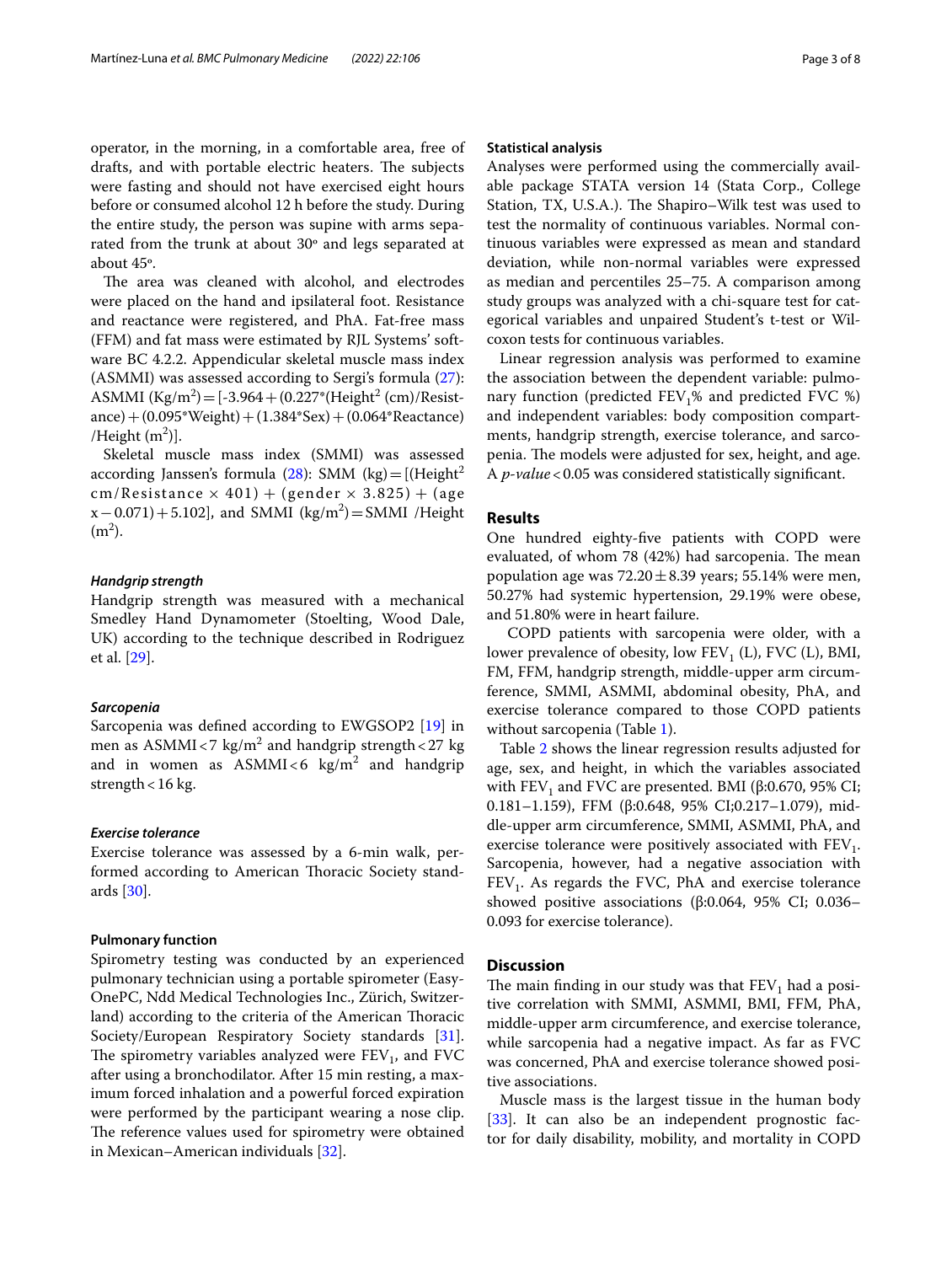operator, in the morning, in a comfortable area, free of drafts, and with portable electric heaters. The subjects were fasting and should not have exercised eight hours before or consumed alcohol 12 h before the study. During the entire study, the person was supine with arms separated from the trunk at about 30º and legs separated at about 45º.

The area was cleaned with alcohol, and electrodes were placed on the hand and ipsilateral foot. Resistance and reactance were registered, and PhA. Fat-free mass (FFM) and fat mass were estimated by RJL Systems' software BC 4.2.2. Appendicular skeletal muscle mass index (ASMMI) was assessed according to Sergi's formula [27]: ASMMI ($Kg/m^2$) = [-3.964 + (0.227*(Height$^2$ (cm)/Resistance) + (0.095*Weight) + (1.384*Sex) + (0.064*Reactance) /Height ($m^2$)].

Skeletal muscle mass index (SMMI) was assessed according Janssen's formula [28]: SMM (kg) = [(Height$^2$ cm/Resistance × 401) + (gender × 3.825) + (age x − 0.071) + 5.102], and SMMI ($kg/m^2$) = SMMI /Height ($m^2$).

#### *Handgrip strength*

Handgrip strength was measured with a mechanical Smedley Hand Dynamometer (Stoelting, Wood Dale, UK) according to the technique described in Rodriguez et al. [29].

#### *Sarcopenia*

Sarcopenia was defined according to EWGSOP2 [19] in men as ASMMI < 7 $kg/m^2$ and handgrip strength < 27 kg and in women as ASMMI < 6 $kg/m^2$ and handgrip strength < 16 kg.

#### *Exercise tolerance*

Exercise tolerance was assessed by a 6-min walk, performed according to American Thoracic Society standards [30].

### Pulmonary function

Spirometry testing was conducted by an experienced pulmonary technician using a portable spirometer (EasyOnePC, Ndd Medical Technologies Inc., Zürich, Switzerland) according to the criteria of the American Thoracic Society/European Respiratory Society standards [31]. The spirometry variables analyzed were $FEV_1$, and FVC after using a bronchodilator. After 15 min resting, a maximum forced inhalation and a powerful forced expiration were performed by the participant wearing a nose clip. The reference values used for spirometry were obtained in Mexican–American individuals [32].

### Statistical analysis

Analyses were performed using the commercially available package STATA version 14 (Stata Corp., College Station, TX, U.S.A.). The Shapiro–Wilk test was used to test the normality of continuous variables. Normal continuous variables were expressed as mean and standard deviation, while non-normal variables were expressed as median and percentiles 25–75. A comparison among study groups was analyzed with a chi-square test for categorical variables and unpaired Student's t-test or Wilcoxon tests for continuous variables.

Linear regression analysis was performed to examine the association between the dependent variable: pulmonary function (predicted $FEV_1$% and predicted FVC %) and independent variables: body composition compartments, handgrip strength, exercise tolerance, and sarcopenia. The models were adjusted for sex, height, and age. A *p-value* < 0.05 was considered statistically significant.

## Results

One hundred eighty-five patients with COPD were evaluated, of whom 78 (42%) had sarcopenia. The mean population age was 72.20 ± 8.39 years; 55.14% were men, 50.27% had systemic hypertension, 29.19% were obese, and 51.80% were in heart failure.

COPD patients with sarcopenia were older, with a lower prevalence of obesity, low $FEV_1$ (L), FVC (L), BMI, FM, FFM, handgrip strength, middle-upper arm circumference, SMMI, ASMMI, abdominal obesity, PhA, and exercise tolerance compared to those COPD patients without sarcopenia (Table 1).

Table 2 shows the linear regression results adjusted for age, sex, and height, in which the variables associated with $FEV_1$ and FVC are presented. BMI (β:0.670, 95% CI; 0.181–1.159), FFM (β:0.648, 95% CI;0.217–1.079), middle-upper arm circumference, SMMI, ASMMI, PhA, and exercise tolerance were positively associated with $FEV_1$. Sarcopenia, however, had a negative association with $FEV_1$. As regards the FVC, PhA and exercise tolerance showed positive associations (β:0.064, 95% CI; 0.036–0.093 for exercise tolerance).

## Discussion

The main finding in our study was that $FEV_1$ had a positive correlation with SMMI, ASMMI, BMI, FFM, PhA, middle-upper arm circumference, and exercise tolerance, while sarcopenia had a negative impact. As far as FVC was concerned, PhA and exercise tolerance showed positive associations.

Muscle mass is the largest tissue in the human body [33]. It can also be an independent prognostic factor for daily disability, mobility, and mortality in COPD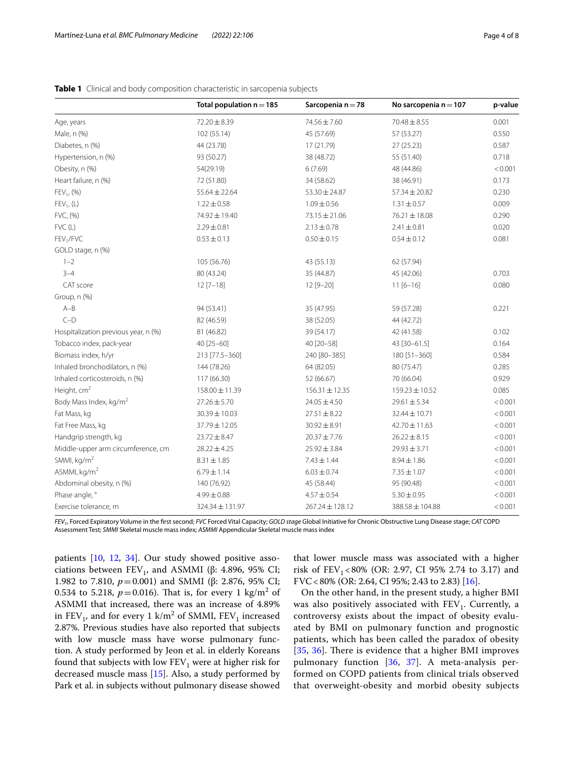**Table 1** Clinical and body composition characteristic in sarcopenia subjects

| | Total population n = 185 | Sarcopenia n = 78 | No sarcopenia n = 107 | p-value |
|---|---|---|---|---|
| Age, years | 72.20 ± 8.39 | 74.56 ± 7.60 | 70.48 ± 8.55 | 0.001 |
| Male, n (%) | 102 (55.14) | 45 (57.69) | 57 (53.27) | 0.550 |
| Diabetes, n (%) | 44 (23.78) | 17 (21.79) | 27 (25.23) | 0.587 |
| Hypertension, n (%) | 93 (50.27) | 38 (48.72) | 55 (51.40) | 0.718 |
| Obesity, n (%) | 54(29.19) | 6 (7.69) | 48 (44.86) | < 0.001 |
| Heart failure, n (%) | 72 (51.80) | 34 (58.62) | 38 (46.91) | 0.173 |
| $FEV_1$, (%) | 55.64 ± 22.64 | 53.30 ± 24.87 | 57.34 ± 20.82 | 0.230 |
| $FEV_1$, (L) | 1.22 ± 0.58 | 1.09 ± 0.56 | 1.31 ± 0.57 | 0.009 |
| FVC, (%) | 74.92 ± 19.40 | 73.15 ± 21.06 | 76.21 ± 18.08 | 0.290 |
| FVC (L) | 2.29 ± 0.81 | 2.13 ± 0.78 | 2.41 ± 0.81 | 0.020 |
| $FEV_1$/FVC | 0.53 ± 0.13 | 0.50 ± 0.15 | 0.54 ± 0.12 | 0.081 |
| GOLD stage, n (%) | | | | |
| 1–2 | 105 (56.76) | 43 (55.13) | 62 (57.94) | |
| 3–4 | 80 (43.24) | 35 (44.87) | 45 (42.06) | 0.703 |
| CAT score | 12 [7–18] | 12 [9–20] | 11 [6–16] | 0.080 |
| Group, n (%) | | | | |
| A–B | 94 (53.41) | 35 (47.95) | 59 (57.28) | 0.221 |
| C–D | 82 (46.59) | 38 (52.05) | 44 (42.72) | |
| Hospitalization previous year, n (%) | 81 (46.82) | 39 (54.17) | 42 (41.58) | 0.102 |
| Tobacco index, pack-year | 40 [25–60] | 40 [20–58] | 43 [30–61.5] | 0.164 |
| Biomass index, h/yr | 213 [77.5–360] | 240 [80–385] | 180 [51–360] | 0.584 |
| Inhaled bronchodilators, n (%) | 144 (78.26) | 64 (82.05) | 80 (75.47) | 0.285 |
| Inhaled corticosteroids, n (%) | 117 (66.30) | 52 (66.67) | 70 (66.04) | 0.929 |
| Height, $cm^2$ | 158.00 ± 11.39 | 156.31 ± 12.35 | 159.23 ± 10.52 | 0.085 |
| Body Mass Index, kg/$m^2$ | 27.26 ± 5.70 | 24.05 ± 4.50 | 29.61 ± 5.34 | < 0.001 |
| Fat Mass, kg | 30.39 ± 10.03 | 27.51 ± 8.22 | 32.44 ± 10.71 | < 0.001 |
| Fat Free Mass, kg | 37.79 ± 12.05 | 30.92 ± 8.91 | 42.70 ± 11.63 | < 0.001 |
| Handgrip strength, kg | 23.72 ± 8.47 | 20.37 ± 7.76 | 26.22 ± 8.15 | < 0.001 |
| Middle-upper arm circumference, cm | 28.22 ± 4.25 | 25.92 ± 3.84 | 29.93 ± 3.71 | < 0.001 |
| SMMI, kg/$m^2$ | 8.31 ± 1.85 | 7.43 ± 1.44 | 8.94 ± 1.86 | < 0.001 |
| ASMMI, kg/$m^2$ | 6.79 ± 1.14 | 6.03 ± 0.74 | 7.35 ± 1.07 | < 0.001 |
| Abdominal obesity, n (%) | 140 (76.92) | 45 (58.44) | 95 (90.48) | < 0.001 |
| Phase angle, ° | 4.99 ± 0.88 | 4.57 ± 0.54 | 5.30 ± 0.95 | < 0.001 |
| Exercise tolerance, m | 324.34 ± 131.97 | 267.24 ± 128.12 | 388.58 ± 104.88 | < 0.001 |

*$FEV_1$*, Forced Expiratory Volume in the first second; *FVC* Forced Vital Capacity; *GOLD stage* Global Initiative for Chronic Obstructive Lung Disease stage; *CAT* COPD Assessment Test; *SMMI* Skeletal muscle mass index; *ASMMI* Appendicular Skeletal muscle mass index

patients [10, 12, 34]. Our study showed positive associations between $FEV_1$, and ASMMI (β: 4.896, 95% CI; 1.982 to 7.810, $p = 0.001$) and SMMI (β: 2.876, 95% CI; 0.534 to 5.218, $p = 0.016$). That is, for every 1 kg/$m^2$ of ASMMI that increased, there was an increase of 4.89% in $FEV_1$, and for every 1 k/$m^2$ of SMMI, $FEV_1$ increased 2.87%. Previous studies have also reported that subjects with low muscle mass have worse pulmonary function. A study performed by Jeon et al. in elderly Koreans found that subjects with low $FEV_1$ were at higher risk for decreased muscle mass [15]. Also, a study performed by Park et al. in subjects without pulmonary disease showed that lower muscle mass was associated with a higher risk of $FEV_1 < 80\%$ (OR: 2.97, CI 95% 2.74 to 3.17) and FVC < 80% (OR: 2.64, CI 95%; 2.43 to 2.83) [16].

On the other hand, in the present study, a higher BMI was also positively associated with $FEV_1$. Currently, a controversy exists about the impact of obesity evaluated by BMI on pulmonary function and prognostic patients, which has been called the paradox of obesity [35, 36]. There is evidence that a higher BMI improves pulmonary function [36, 37]. A meta-analysis performed on COPD patients from clinical trials observed that overweight-obesity and morbid obesity subjects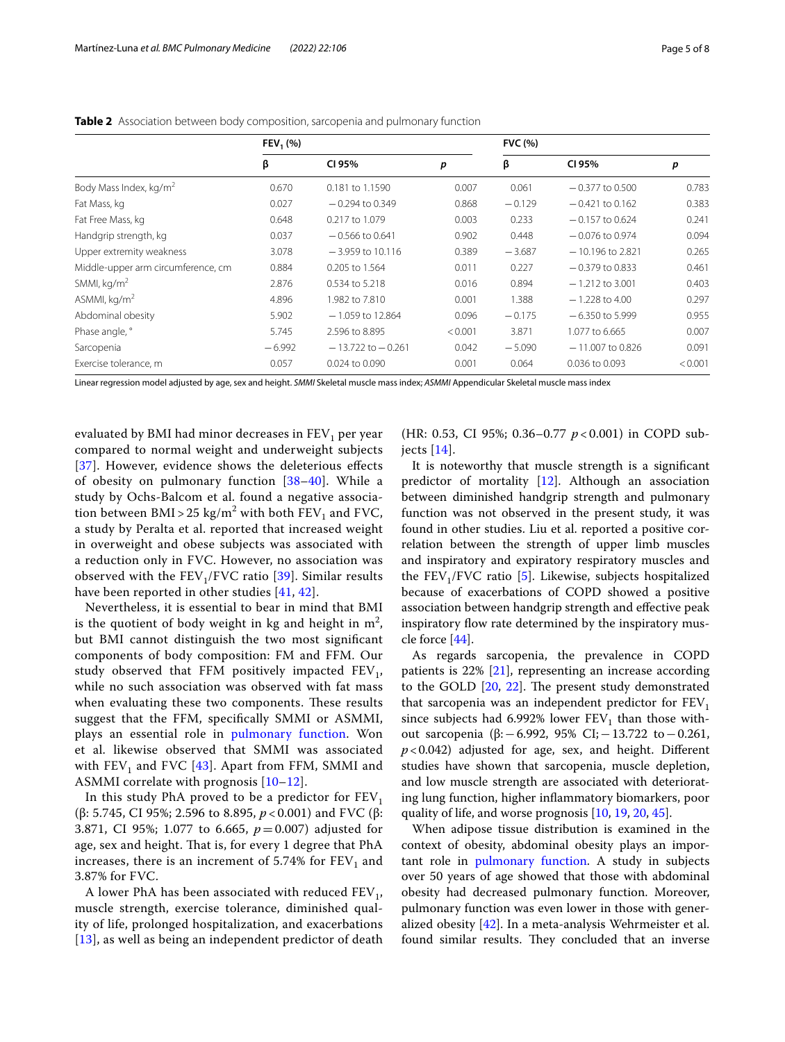**Table 2** Association between body composition, sarcopenia and pulmonary function

| | $FEV_1$ (%) | | | FVC (%) | | |
|---|---|---|---|---|---|---|
| | β | CI 95% | *p* | β | CI 95% | *p* |
| Body Mass Index, kg/m$^2$ | 0.670 | 0.181 to 1.1590 | 0.007 | 0.061 | −0.377 to 0.500 | 0.783 |
| Fat Mass, kg | 0.027 | −0.294 to 0.349 | 0.868 | −0.129 | −0.421 to 0.162 | 0.383 |
| Fat Free Mass, kg | 0.648 | 0.217 to 1.079 | 0.003 | 0.233 | −0.157 to 0.624 | 0.241 |
| Handgrip strength, kg | 0.037 | −0.566 to 0.641 | 0.902 | 0.448 | −0.076 to 0.974 | 0.094 |
| Upper extremity weakness | 3.078 | −3.959 to 10.116 | 0.389 | −3.687 | −10.196 to 2.821 | 0.265 |
| Middle-upper arm circumference, cm | 0.884 | 0.205 to 1.564 | 0.011 | 0.227 | −0.379 to 0.833 | 0.461 |
| SMMI, kg/m$^2$ | 2.876 | 0.534 to 5.218 | 0.016 | 0.894 | −1.212 to 3.001 | 0.403 |
| ASMMI, kg/m$^2$ | 4.896 | 1.982 to 7.810 | 0.001 | 1.388 | −1.228 to 4.00 | 0.297 |
| Abdominal obesity | 5.902 | −1.059 to 12.864 | 0.096 | −0.175 | −6.350 to 5.999 | 0.955 |
| Phase angle, ° | 5.745 | 2.596 to 8.895 | <0.001 | 3.871 | 1.077 to 6.665 | 0.007 |
| Sarcopenia | −6.992 | −13.722 to −0.261 | 0.042 | −5.090 | −11.007 to 0.826 | 0.091 |
| Exercise tolerance, m | 0.057 | 0.024 to 0.090 | 0.001 | 0.064 | 0.036 to 0.093 | <0.001 |

Linear regression model adjusted by age, sex and height. *SMMI* Skeletal muscle mass index; *ASMMI* Appendicular Skeletal muscle mass index

evaluated by BMI had minor decreases in $FEV_1$ per year compared to normal weight and underweight subjects [37]. However, evidence shows the deleterious effects of obesity on pulmonary function [38–40]. While a study by Ochs-Balcom et al. found a negative association between BMI > 25 kg/m$^2$ with both $FEV_1$ and FVC, a study by Peralta et al. reported that increased weight in overweight and obese subjects was associated with a reduction only in FVC. However, no association was observed with the $FEV_1$/FVC ratio [39]. Similar results have been reported in other studies [41, 42].

Nevertheless, it is essential to bear in mind that BMI is the quotient of body weight in kg and height in m$^2$, but BMI cannot distinguish the two most significant components of body composition: FM and FFM. Our study observed that FFM positively impacted $FEV_1$, while no such association was observed with fat mass when evaluating these two components. These results suggest that the FFM, specifically SMMI or ASMMI, plays an essential role in pulmonary function. Won et al. likewise observed that SMMI was associated with $FEV_1$ and FVC [43]. Apart from FFM, SMMI and ASMMI correlate with prognosis [10–12].

In this study PhA proved to be a predictor for $FEV_1$ (β: 5.745, CI 95%; 2.596 to 8.895, $p < 0.001$) and FVC (β: 3.871, CI 95%; 1.077 to 6.665, $p = 0.007$) adjusted for age, sex and height. That is, for every 1 degree that PhA increases, there is an increment of 5.74% for $FEV_1$ and 3.87% for FVC.

A lower PhA has been associated with reduced $FEV_1$, muscle strength, exercise tolerance, diminished quality of life, prolonged hospitalization, and exacerbations [13], as well as being an independent predictor of death (HR: 0.53, CI 95%; 0.36–0.77 $p < 0.001$) in COPD subjects [14].

It is noteworthy that muscle strength is a significant predictor of mortality [12]. Although an association between diminished handgrip strength and pulmonary function was not observed in the present study, it was found in other studies. Liu et al. reported a positive correlation between the strength of upper limb muscles and inspiratory and expiratory respiratory muscles and the $FEV_1$/FVC ratio [5]. Likewise, subjects hospitalized because of exacerbations of COPD showed a positive association between handgrip strength and effective peak inspiratory flow rate determined by the inspiratory muscle force [44].

As regards sarcopenia, the prevalence in COPD patients is 22% [21], representing an increase according to the GOLD [20, 22]. The present study demonstrated that sarcopenia was an independent predictor for $FEV_1$ since subjects had 6.992% lower $FEV_1$ than those without sarcopenia (β: −6.992, 95% CI; −13.722 to −0.261, $p < 0.042$) adjusted for age, sex, and height. Different studies have shown that sarcopenia, muscle depletion, and low muscle strength are associated with deteriorating lung function, higher inflammatory biomarkers, poor quality of life, and worse prognosis [10, 19, 20, 45].

When adipose tissue distribution is examined in the context of obesity, abdominal obesity plays an important role in pulmonary function. A study in subjects over 50 years of age showed that those with abdominal obesity had decreased pulmonary function. Moreover, pulmonary function was even lower in those with generalized obesity [42]. In a meta-analysis Wehrmeister et al. found similar results. They concluded that an inverse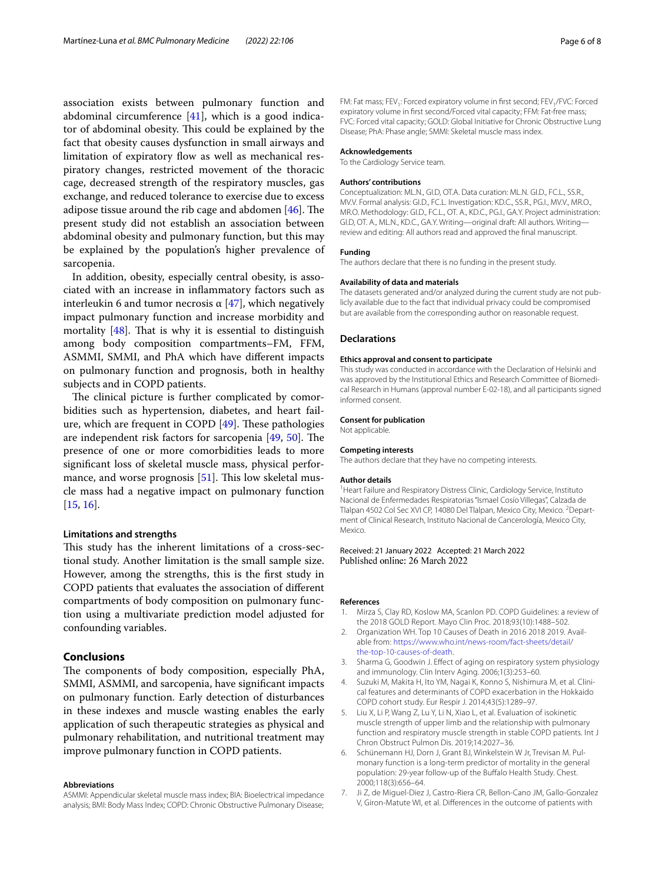association exists between pulmonary function and abdominal circumference [41], which is a good indicator of abdominal obesity. This could be explained by the fact that obesity causes dysfunction in small airways and limitation of expiratory flow as well as mechanical respiratory changes, restricted movement of the thoracic cage, decreased strength of the respiratory muscles, gas exchange, and reduced tolerance to exercise due to excess adipose tissue around the rib cage and abdomen [46]. The present study did not establish an association between abdominal obesity and pulmonary function, but this may be explained by the population's higher prevalence of sarcopenia.

In addition, obesity, especially central obesity, is associated with an increase in inflammatory factors such as interleukin 6 and tumor necrosis α [47], which negatively impact pulmonary function and increase morbidity and mortality [48]. That is why it is essential to distinguish among body composition compartments–FM, FFM, ASMMI, SMMI, and PhA which have different impacts on pulmonary function and prognosis, both in healthy subjects and in COPD patients.

The clinical picture is further complicated by comorbidities such as hypertension, diabetes, and heart failure, which are frequent in COPD [49]. These pathologies are independent risk factors for sarcopenia [49, 50]. The presence of one or more comorbidities leads to more significant loss of skeletal muscle mass, physical performance, and worse prognosis [51]. This low skeletal muscle mass had a negative impact on pulmonary function [15, 16].

### Limitations and strengths

This study has the inherent limitations of a cross-sectional study. Another limitation is the small sample size. However, among the strengths, this is the first study in COPD patients that evaluates the association of different compartments of body composition on pulmonary function using a multivariate prediction model adjusted for confounding variables.

## Conclusions

The components of body composition, especially PhA, SMMI, ASMMI, and sarcopenia, have significant impacts on pulmonary function. Early detection of disturbances in these indexes and muscle wasting enables the early application of such therapeutic strategies as physical and pulmonary rehabilitation, and nutritional treatment may improve pulmonary function in COPD patients.

#### Abbreviations

ASMMI: Appendicular skeletal muscle mass index; BIA: Bioelectrical impedance analysis; BMI: Body Mass Index; COPD: Chronic Obstructive Pulmonary Disease; FM: Fat mass; $FEV_1$: Forced expiratory volume in first second; $FEV_1$/FVC: Forced expiratory volume in first second/Forced vital capacity; FFM: Fat-free mass; FVC: Forced vital capacity; GOLD: Global Initiative for Chronic Obstructive Lung Disease; PhA: Phase angle; SMMI: Skeletal muscle mass index.

#### Acknowledgements

To the Cardiology Service team.

#### Authors' contributions

Conceptualization: ML.N., GI.D, OT.A. Data curation: ML.N. GI.D., FC.L., SS.R., MV.V. Formal analysis: GI.D., FC.L. Investigation: KD.C., SS.R., PG.I., MV.V., MR.O., MR.O. Methodology: GI.D., FC.L., OT. A., KD.C., PG.I., GA.Y. Project administration: GI.D, OT. A., ML.N., KD.C., GA.Y. Writing—original draft: All authors. Writing—review and editing: All authors read and approved the final manuscript.

#### Funding

The authors declare that there is no funding in the present study.

#### Availability of data and materials

The datasets generated and/or analyzed during the current study are not publicly available due to the fact that individual privacy could be compromised but are available from the corresponding author on reasonable request.

## Declarations

#### Ethics approval and consent to participate

This study was conducted in accordance with the Declaration of Helsinki and was approved by the Institutional Ethics and Research Committee of Biomedical Research in Humans (approval number E-02-18), and all participants signed informed consent.

#### Consent for publication

Not applicable.

#### Competing interests

The authors declare that they have no competing interests.

#### Author details

[1] Heart Failure and Respiratory Distress Clinic, Cardiology Service, Instituto Nacional de Enfermedades Respiratorias "Ismael Cosío Villegas", Calzada de Tlalpan 4502 Col Sec XVI CP, 14080 Del Tlalpan, Mexico City, Mexico. [2] Department of Clinical Research, Instituto Nacional de Cancerología, Mexico City, Mexico.

Received: 21 January 2022 Accepted: 21 March 2022
Published online: 26 March 2022

#### References

1. Mirza S, Clay RD, Koslow MA, Scanlon PD. COPD Guidelines: a review of the 2018 GOLD Report. Mayo Clin Proc. 2018;93(10):1488–502.
2. Organization WH. Top 10 Causes of Death in 2016 2018 2019. Available from: https://www.who.int/news-room/fact-sheets/detail/the-top-10-causes-of-death.
3. Sharma G, Goodwin J. Effect of aging on respiratory system physiology and immunology. Clin Interv Aging. 2006;1(3):253–60.
4. Suzuki M, Makita H, Ito YM, Nagai K, Konno S, Nishimura M, et al. Clinical features and determinants of COPD exacerbation in the Hokkaido COPD cohort study. Eur Respir J. 2014;43(5):1289–97.
5. Liu X, Li P, Wang Z, Lu Y, Li N, Xiao L, et al. Evaluation of isokinetic muscle strength of upper limb and the relationship with pulmonary function and respiratory muscle strength in stable COPD patients. Int J Chron Obstruct Pulmon Dis. 2019;14:2027–36.
6. Schünemann HJ, Dorn J, Grant BJ, Winkelstein W Jr, Trevisan M. Pulmonary function is a long-term predictor of mortality in the general population: 29-year follow-up of the Buffalo Health Study. Chest. 2000;118(3):656–64.
7. Ji Z, de Miguel-Diez J, Castro-Riera CR, Bellon-Cano JM, Gallo-Gonzalez V, Giron-Matute WI, et al. Differences in the outcome of patients with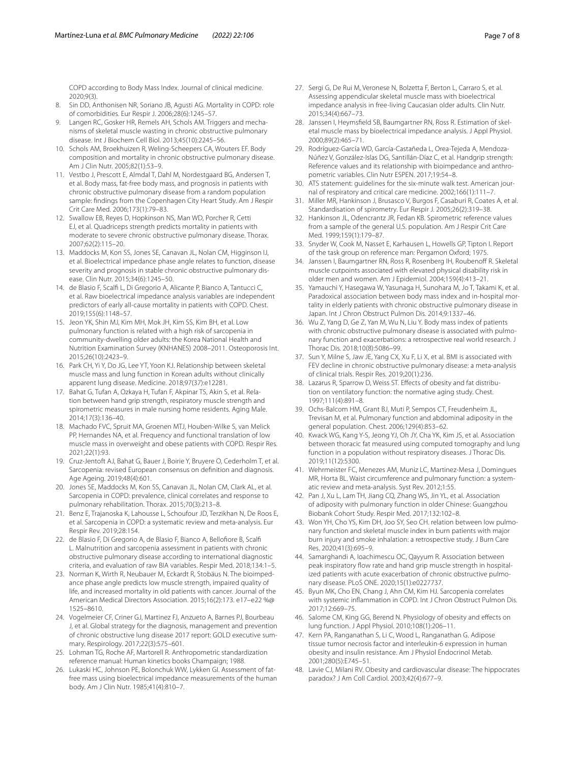COPD according to Body Mass Index. Journal of clinical medicine. 2020;9(3).

8. Sin DD, Anthonisen NR, Soriano JB, Agusti AG. Mortality in COPD: role of comorbidities. Eur Respir J. 2006;28(6):1245–57.
9. Langen RC, Gosker HR, Remels AH, Schols AM. Triggers and mechanisms of skeletal muscle wasting in chronic obstructive pulmonary disease. Int J Biochem Cell Biol. 2013;45(10):2245–56.
10. Schols AM, Broekhuizen R, Weling-Scheepers CA, Wouters EF. Body composition and mortality in chronic obstructive pulmonary disease. Am J Clin Nutr. 2005;82(1):53–9.
11. Vestbo J, Prescott E, Almdal T, Dahl M, Nordestgaard BG, Andersen T, et al. Body mass, fat-free body mass, and prognosis in patients with chronic obstructive pulmonary disease from a random population sample: findings from the Copenhagen City Heart Study. Am J Respir Crit Care Med. 2006;173(1):79–83.
12. Swallow EB, Reyes D, Hopkinson NS, Man WD, Porcher R, Cetti EJ, et al. Quadriceps strength predicts mortality in patients with moderate to severe chronic obstructive pulmonary disease. Thorax. 2007;62(2):115–20.
13. Maddocks M, Kon SS, Jones SE, Canavan JL, Nolan CM, Higginson IJ, et al. Bioelectrical impedance phase angle relates to function, disease severity and prognosis in stable chronic obstructive pulmonary disease. Clin Nutr. 2015;34(6):1245–50.
14. de Blasio F, Scalfi L, Di Gregorio A, Alicante P, Bianco A, Tantucci C, et al. Raw bioelectrical impedance analysis variables are independent predictors of early all-cause mortality in patients with COPD. Chest. 2019;155(6):1148–57.
15. Jeon YK, Shin MJ, Kim MH, Mok JH, Kim SS, Kim BH, et al. Low pulmonary function is related with a high risk of sarcopenia in community-dwelling older adults: the Korea National Health and Nutrition Examination Survey (KNHANES) 2008–2011. Osteoporosis Int. 2015;26(10):2423–9.
16. Park CH, Yi Y, Do JG, Lee YT, Yoon KJ. Relationship between skeletal muscle mass and lung function in Korean adults without clinically apparent lung disease. Medicine. 2018;97(37):e12281.
17. Bahat G, Tufan A, Ozkaya H, Tufan F, Akpinar TS, Akin S, et al. Relation between hand grip strength, respiratory muscle strength and spirometric measures in male nursing home residents. Aging Male. 2014;17(3):136–40.
18. Machado FVC, Spruit MA, Groenen MTJ, Houben-Wilke S, van Melick PP, Hernandes NA, et al. Frequency and functional translation of low muscle mass in overweight and obese patients with COPD. Respir Res. 2021;22(1):93.
19. Cruz-Jentoft AJ, Bahat G, Bauer J, Boirie Y, Bruyere O, Cederholm T, et al. Sarcopenia: revised European consensus on definition and diagnosis. Age Ageing. 2019;48(4):601.
20. Jones SE, Maddocks M, Kon SS, Canavan JL, Nolan CM, Clark AL, et al. Sarcopenia in COPD: prevalence, clinical correlates and response to pulmonary rehabilitation. Thorax. 2015;70(3):213–8.
21. Benz E, Trajanoska K, Lahousse L, Schoufour JD, Terzikhan N, De Roos E, et al. Sarcopenia in COPD: a systematic review and meta-analysis. Eur Respir Rev. 2019;28:154.
22. de Blasio F, Di Gregorio A, de Blasio F, Bianco A, Bellofiore B, Scalfi L. Malnutrition and sarcopenia assessment in patients with chronic obstructive pulmonary disease according to international diagnostic criteria, and evaluation of raw BIA variables. Respir Med. 2018;134:1–5.
23. Norman K, Wirth R, Neubauer M, Eckardt R, Stobäus N. The bioimpedance phase angle predicts low muscle strength, impaired quality of life, and increased mortality in old patients with cancer. Journal of the American Medical Directors Association. 2015;16(2):173. e17–e22 %@ 1525–8610.
24. Vogelmeier CF, Criner GJ, Martinez FJ, Anzueto A, Barnes PJ, Bourbeau J, et al. Global strategy for the diagnosis, management and prevention of chronic obstructive lung disease 2017 report: GOLD executive summary. Respirology. 2017;22(3):575–601.
25. Lohman TG, Roche AF, Martorell R. Anthropometric standardization reference manual: Human kinetics books Champaign; 1988.
26. Lukaski HC, Johnson PE, Bolonchuk WW, Lykken GI. Assessment of fat-free mass using bioelectrical impedance measurements of the human body. Am J Clin Nutr. 1985;41(4):810–7.
27. Sergi G, De Rui M, Veronese N, Bolzetta F, Berton L, Carraro S, et al. Assessing appendicular skeletal muscle mass with bioelectrical impedance analysis in free-living Caucasian older adults. Clin Nutr. 2015;34(4):667–73.
28. Janssen I, Heymsfield SB, Baumgartner RN, Ross R. Estimation of skeletal muscle mass by bioelectrical impedance analysis. J Appl Physiol. 2000;89(2):465–71.
29. Rodríguez-García WD, García-Castañeda L, Orea-Tejeda A, Mendoza-Núñez V, González-Islas DG, Santillán-Díaz C, et al. Handgrip strength: Reference values and its relationship with bioimpedance and anthropometric variables. Clin Nutr ESPEN. 2017;19:54–8.
30. ATS statement: guidelines for the six-minute walk test. American journal of respiratory and critical care medicine. 2002;166(1):111–7.
31. Miller MR, Hankinson J, Brusasco V, Burgos F, Casaburi R, Coates A, et al. Standardisation of spirometry. Eur Respir J. 2005;26(2):319–38.
32. Hankinson JL, Odencrantz JR, Fedan KB. Spirometric reference values from a sample of the general U.S. population. Am J Respir Crit Care Med. 1999;159(1):179–87.
33. Snyder W, Cook M, Nasset E, Karhausen L, Howells GP, Tipton I. Report of the task group on reference man: Pergamon Oxford; 1975.
34. Janssen I, Baumgartner RN, Ross R, Rosenberg IH, Roubenoff R. Skeletal muscle cutpoints associated with elevated physical disability risk in older men and women. Am J Epidemiol. 2004;159(4):413–21.
35. Yamauchi Y, Hasegawa W, Yasunaga H, Sunohara M, Jo T, Takami K, et al. Paradoxical association between body mass index and in-hospital mortality in elderly patients with chronic obstructive pulmonary disease in Japan. Int J Chron Obstruct Pulmon Dis. 2014;9:1337–46.
36. Wu Z, Yang D, Ge Z, Yan M, Wu N, Liu Y. Body mass index of patients with chronic obstructive pulmonary disease is associated with pulmonary function and exacerbations: a retrospective real world research. J Thorac Dis. 2018;10(8):5086–99.
37. Sun Y, Milne S, Jaw JE, Yang CX, Xu F, Li X, et al. BMI is associated with FEV decline in chronic obstructive pulmonary disease: a meta-analysis of clinical trials. Respir Res. 2019;20(1):236.
38. Lazarus R, Sparrow D, Weiss ST. Effects of obesity and fat distribution on ventilatory function: the normative aging study. Chest. 1997;111(4):891–8.
39. Ochs-Balcom HM, Grant BJ, Muti P, Sempos CT, Freudenheim JL, Trevisan M, et al. Pulmonary function and abdominal adiposity in the general population. Chest. 2006;129(4):853–62.
40. Kwack WG, Kang Y-S, Jeong YJ, Oh JY, Cha YK, Kim JS, et al. Association between thoracic fat measured using computed tomography and lung function in a population without respiratory diseases. J Thorac Dis. 2019;11(12):5300.
41. Wehrmeister FC, Menezes AM, Muniz LC, Martinez-Mesa J, Domingues MR, Horta BL. Waist circumference and pulmonary function: a systematic review and meta-analysis. Syst Rev. 2012;1:55.
42. Pan J, Xu L, Lam TH, Jiang CQ, Zhang WS, Jin YL, et al. Association of adiposity with pulmonary function in older Chinese: Guangzhou Biobank Cohort Study. Respir Med. 2017;132:102–8.
43. Won YH, Cho YS, Kim DH, Joo SY, Seo CH. relation between low pulmonary function and skeletal muscle index in burn patients with major burn injury and smoke inhalation: a retrospective study. J Burn Care Res. 2020;41(3):695–9.
44. Samarghandi A, Ioachimescu OC, Qayyum R. Association between peak inspiratory flow rate and hand grip muscle strength in hospitalized patients with acute exacerbation of chronic obstructive pulmonary disease. PLoS ONE. 2020;15(1):e0227737.
45. Byun MK, Cho EN, Chang J, Ahn CM, Kim HJ. Sarcopenia correlates with systemic inflammation in COPD. Int J Chron Obstruct Pulmon Dis. 2017;12:669–75.
46. Salome CM, King GG, Berend N. Physiology of obesity and effects on lung function. J Appl Physiol. 2010;108(1):206–11.
47. Kern PA, Ranganathan S, Li C, Wood L, Ranganathan G. Adipose tissue tumor necrosis factor and interleukin-6 expression in human obesity and insulin resistance. Am J Physiol Endocrinol Metab. 2001;280(5):E745–51.
48. Lavie CJ, Milani RV. Obesity and cardiovascular disease: The hippocrates paradox? J Am Coll Cardiol. 2003;42(4):677–9.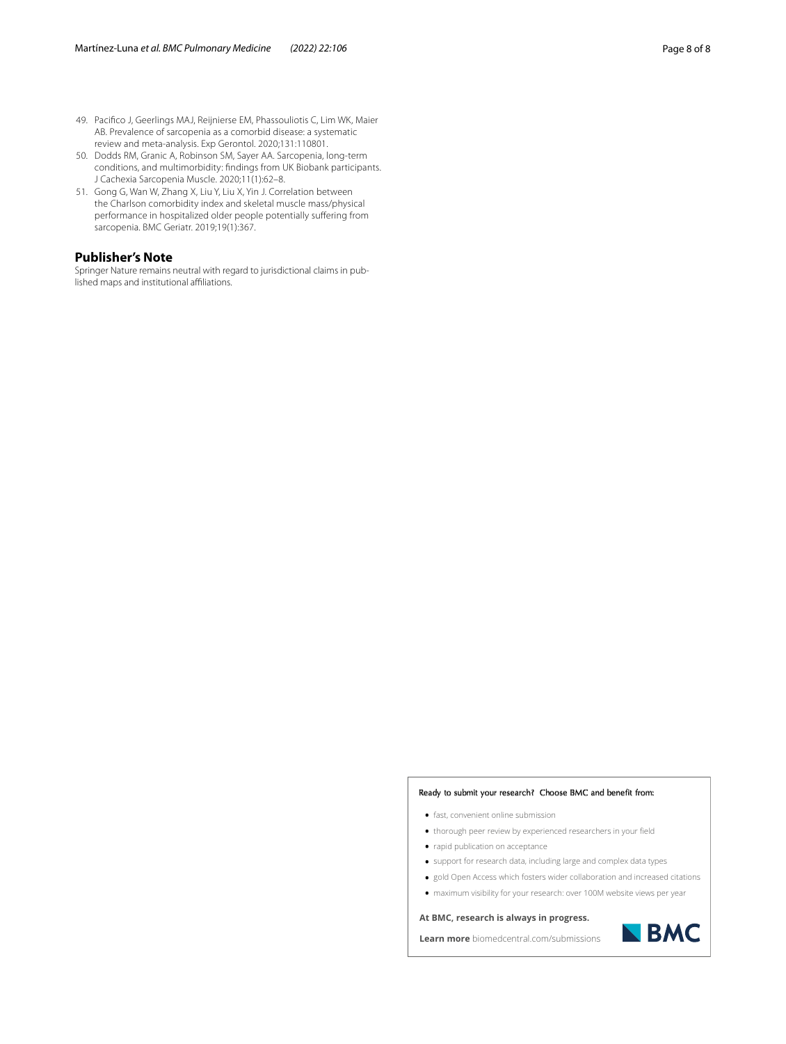49. Pacifico J, Geerlings MAJ, Reijnierse EM, Phassouliotis C, Lim WK, Maier AB. Prevalence of sarcopenia as a comorbid disease: a systematic review and meta-analysis. Exp Gerontol. 2020;131:110801.
50. Dodds RM, Granic A, Robinson SM, Sayer AA. Sarcopenia, long-term conditions, and multimorbidity: findings from UK Biobank participants. J Cachexia Sarcopenia Muscle. 2020;11(1):62–8.
51. Gong G, Wan W, Zhang X, Liu Y, Liu X, Yin J. Correlation between the Charlson comorbidity index and skeletal muscle mass/physical performance in hospitalized older people potentially suffering from sarcopenia. BMC Geriatr. 2019;19(1):367.

## Publisher's Note

Springer Nature remains neutral with regard to jurisdictional claims in published maps and institutional affiliations.

Ready to submit your research? Choose BMC and benefit from:

- fast, convenient online submission
- thorough peer review by experienced researchers in your field
- rapid publication on acceptance
- support for research data, including large and complex data types
- gold Open Access which fosters wider collaboration and increased citations
- maximum visibility for your research: over 100M website views per year

**At BMC, research is always in progress.**

**Learn more** biomedcentral.com/submissions

BMC